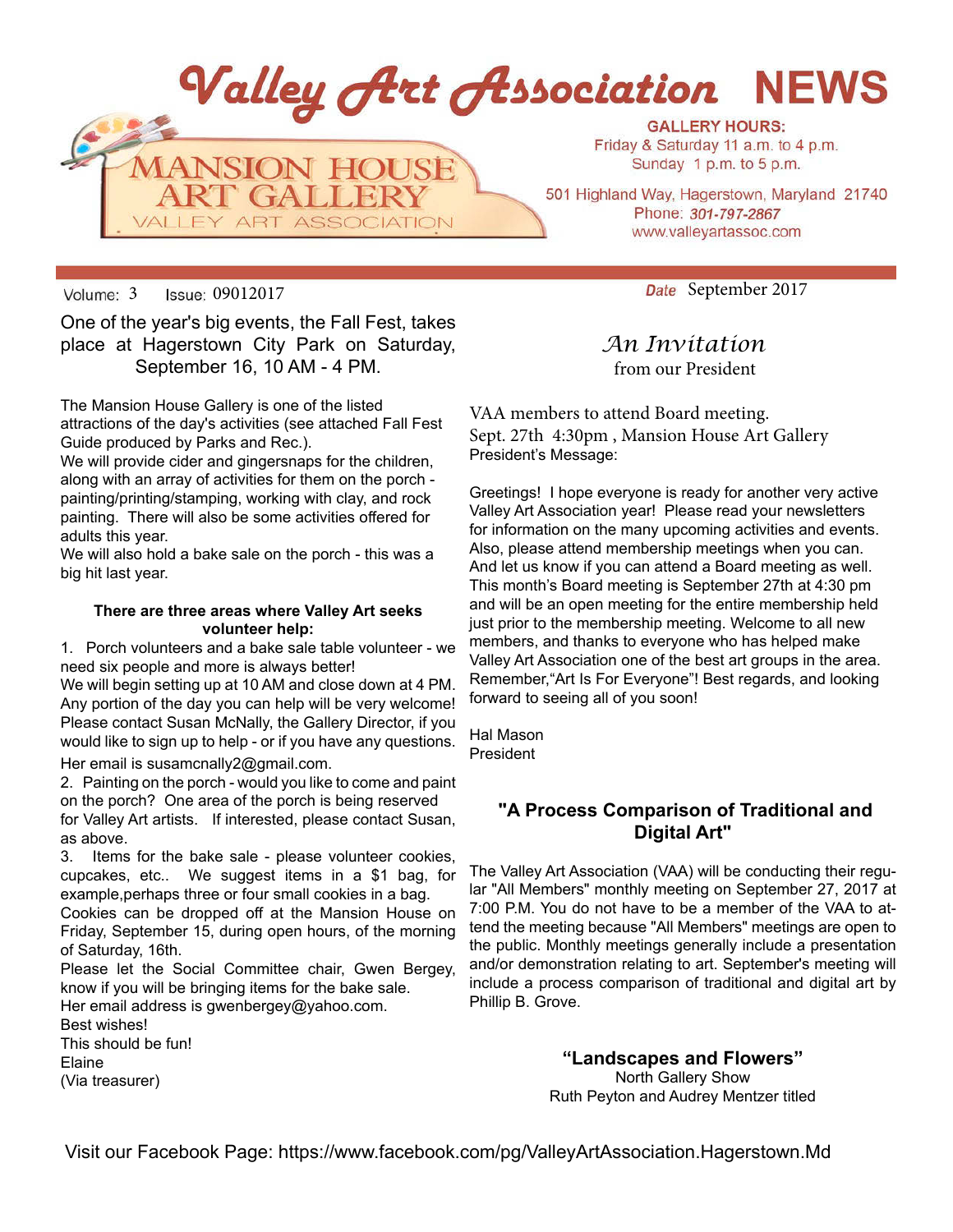# Valley Art Association NEWS

MANSION HOUSE ART GALLERY
VALLEY ART ASSOCIATION

**GALLERY HOURS:**
Friday & Saturday 11 a.m. to 4 p.m.
Sunday 1 p.m. to 5 p.m.

501 Highland Way, Hagerstown, Maryland 21740
Phone: *301-797-2867*
www.valleyartassoc.com

Volume: 3 Issue: 09012017

*Date* September 2017

One of the year's big events, the Fall Fest, takes place at Hagerstown City Park on Saturday, September 16, 10 AM - 4 PM.

The Mansion House Gallery is one of the listed attractions of the day's activities (see attached Fall Fest Guide produced by Parks and Rec.).
We will provide cider and gingersnaps for the children, along with an array of activities for them on the porch - painting/printing/stamping, working with clay, and rock painting. There will also be some activities offered for adults this year.
We will also hold a bake sale on the porch - this was a big hit last year.

**There are three areas where Valley Art seeks volunteer help:**

1. Porch volunteers and a bake sale table volunteer - we need six people and more is always better!
We will begin setting up at 10 AM and close down at 4 PM. Any portion of the day you can help will be very welcome! Please contact Susan McNally, the Gallery Director, if you would like to sign up to help - or if you have any questions.
Her email is susamcnally2@gmail.com.
2. Painting on the porch - would you like to come and paint on the porch? One area of the porch is being reserved for Valley Art artists. If interested, please contact Susan, as above.
3. Items for the bake sale - please volunteer cookies, cupcakes, etc.. We suggest items in a $1 bag, for example,perhaps three or four small cookies in a bag.
Cookies can be dropped off at the Mansion House on Friday, September 15, during open hours, of the morning of Saturday, 16th.
Please let the Social Committee chair, Gwen Bergey, know if you will be bringing items for the bake sale.
Her email address is gwenbergey@yahoo.com.

Best wishes!
This should be fun!
Elaine
(Via treasurer)

## *An Invitation*
from our President

VAA members to attend Board meeting.
Sept. 27th 4:30pm , Mansion House Art Gallery
President's Message:

Greetings! I hope everyone is ready for another very active Valley Art Association year! Please read your newsletters for information on the many upcoming activities and events. Also, please attend membership meetings when you can. And let us know if you can attend a Board meeting as well. This month's Board meeting is September 27th at 4:30 pm and will be an open meeting for the entire membership held just prior to the membership meeting. Welcome to all new members, and thanks to everyone who has helped make Valley Art Association one of the best art groups in the area. Remember,"Art Is For Everyone"! Best regards, and looking forward to seeing all of you soon!

Hal Mason
President

## "A Process Comparison of Traditional and Digital Art"

The Valley Art Association (VAA) will be conducting their regular "All Members" monthly meeting on September 27, 2017 at 7:00 P.M. You do not have to be a member of the VAA to attend the meeting because "All Members" meetings are open to the public. Monthly meetings generally include a presentation and/or demonstration relating to art. September's meeting will include a process comparison of traditional and digital art by Phillip B. Grove.

## "Landscapes and Flowers"
North Gallery Show
Ruth Peyton and Audrey Mentzer titled

Visit our Facebook Page: https://www.facebook.com/pg/ValleyArtAssociation.Hagerstown.Md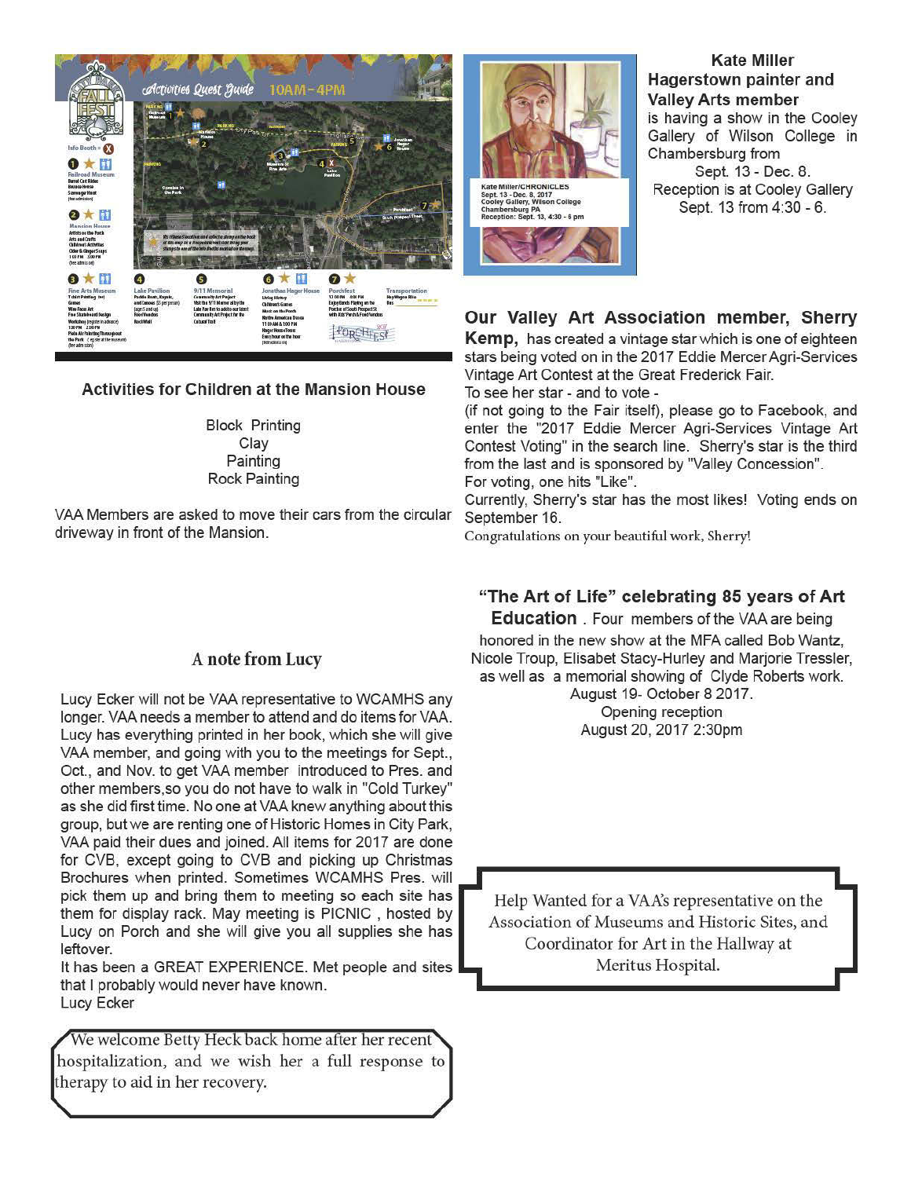## Activities for Children at the Mansion House

Block Printing
Clay
Painting
Rock Painting

VAA Members are asked to move their cars from the circular driveway in front of the Mansion.

## A note from Lucy

Lucy Ecker will not be VAA representative to WCAMHS any longer. VAA needs a member to attend and do items for VAA. Lucy has everything printed in her book, which she will give VAA member, and going with you to the meetings for Sept., Oct., and Nov. to get VAA member introduced to Pres. and other members,so you do not have to walk in "Cold Turkey" as she did first time. No one at VAA knew anything about this group, but we are renting one of Historic Homes in City Park, VAA paid their dues and joined. All items for 2017 are done for CVB, except going to CVB and picking up Christmas Brochures when printed. Sometimes WCAMHS Pres. will pick them up and bring them to meeting so each site has them for display rack. May meeting is PICNIC , hosted by Lucy on Porch and she will give you all supplies she has leftover.

It has been a GREAT EXPERIENCE. Met people and sites that I probably would never have known.
Lucy Ecker

We welcome Betty Heck back home after her recent hospitalization, and we wish her a full response to therapy to aid in her recovery.

**Kate Miller**
**Hagerstown painter and Valley Arts member**
is having a show in the Cooley Gallery of Wilson College in Chambersburg from Sept. 13 - Dec. 8.
Reception is at Cooley Gallery Sept. 13 from 4:30 - 6.

**Our Valley Art Association member, Sherry Kemp,** has created a vintage star which is one of eighteen stars being voted on in the 2017 Eddie Mercer Agri-Services Vintage Art Contest at the Great Frederick Fair.
To see her star - and to vote -
(if not going to the Fair itself), please go to Facebook, and enter the "2017 Eddie Mercer Agri-Services Vintage Art Contest Voting" in the search line. Sherry's star is the third from the last and is sponsored by "Valley Concession".
For voting, one hits "Like".
Currently, Sherry's star has the most likes! Voting ends on September 16.
Congratulations on your beautiful work, Sherry!

**"The Art of Life" celebrating 85 years of Art Education** . Four members of the VAA are being honored in the new show at the MFA called Bob Wantz, Nicole Troup, Elisabet Stacy-Hurley and Marjorie Tressler, as well as a memorial showing of Clyde Roberts work.
August 19- October 8 2017.
Opening reception
August 20, 2017 2:30pm

Help Wanted for a VAA's representative on the Association of Museums and Historic Sites, and Coordinator for Art in the Hallway at Meritus Hospital.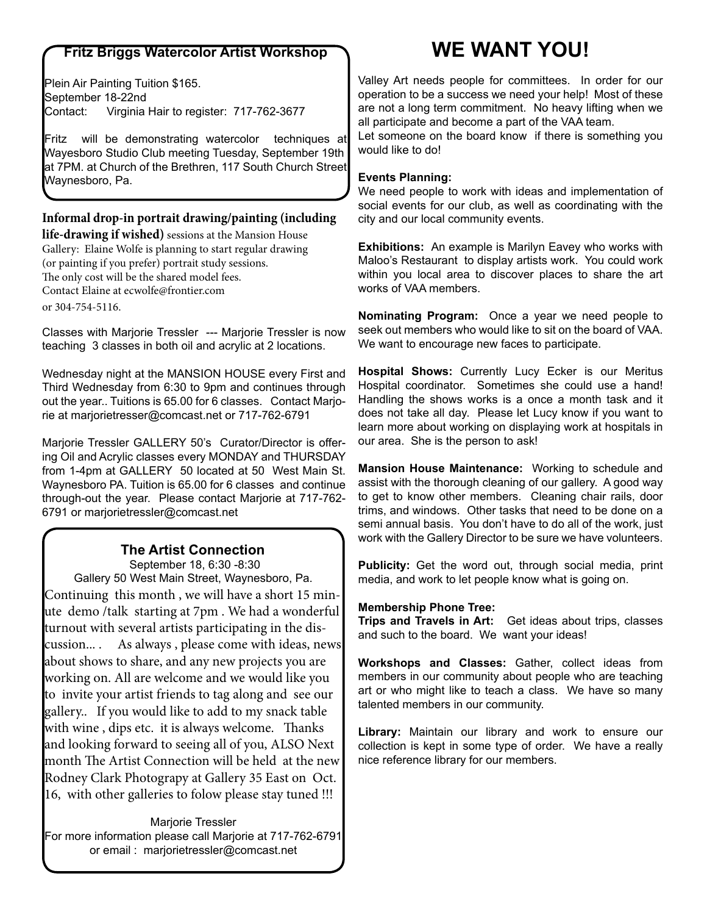## Fritz Briggs Watercolor Artist Workshop

Plein Air Painting Tuition $165.
September 18-22nd
Contact: Virginia Hair to register: 717-762-3677

Fritz will be demonstrating watercolor techniques at Wayesboro Studio Club meeting Tuesday, September 19th at 7PM. at Church of the Brethren, 117 South Church Street Waynesboro, Pa.

**Informal drop-in portrait drawing/painting (including life-drawing if wished)** sessions at the Mansion House Gallery: Elaine Wolfe is planning to start regular drawing (or painting if you prefer) portrait study sessions. The only cost will be the shared model fees. Contact Elaine at ecwolfe@frontier.com or 304-754-5116.

Classes with Marjorie Tressler --- Marjorie Tressler is now teaching 3 classes in both oil and acrylic at 2 locations.

Wednesday night at the MANSION HOUSE every First and Third Wednesday from 6:30 to 9pm and continues through out the year.. Tuitions is 65.00 for 6 classes. Contact Marjorie at marjorietresser@comcast.net or 717-762-6791

Marjorie Tressler GALLERY 50's Curator/Director is offering Oil and Acrylic classes every MONDAY and THURSDAY from 1-4pm at GALLERY 50 located at 50 West Main St. Waynesboro PA. Tuition is 65.00 for 6 classes and continue through-out the year. Please contact Marjorie at 717-762-6791 or marjorietressler@comcast.net

## The Artist Connection

September 18, 6:30 -8:30
Gallery 50 West Main Street, Waynesboro, Pa.

Continuing this month , we will have a short 15 minute demo /talk starting at 7pm . We had a wonderful turnout with several artists participating in the discussion... . As always , please come with ideas, news about shows to share, and any new projects you are working on. All are welcome and we would like you to invite your artist friends to tag along and see our gallery.. If you would like to add to my snack table with wine , dips etc. it is always welcome. Thanks and looking forward to seeing all of you, ALSO Next month The Artist Connection will be held at the new Rodney Clark Photograpy at Gallery 35 East on Oct. 16, with other galleries to folow please stay tuned !!!

Marjorie Tressler
For more information please call Marjorie at 717-762-6791 or email : marjorietressler@comcast.net

# WE WANT YOU!

Valley Art needs people for committees. In order for our operation to be a success we need your help! Most of these are not a long term commitment. No heavy lifting when we all participate and become a part of the VAA team.
Let someone on the board know if there is something you would like to do!

**Events Planning:**
We need people to work with ideas and implementation of social events for our club, as well as coordinating with the city and our local community events.

**Exhibitions:** An example is Marilyn Eavey who works with Maloo's Restaurant to display artists work. You could work within you local area to discover places to share the art works of VAA members.

**Nominating Program:** Once a year we need people to seek out members who would like to sit on the board of VAA. We want to encourage new faces to participate.

**Hospital Shows:** Currently Lucy Ecker is our Meritus Hospital coordinator. Sometimes she could use a hand! Handling the shows works is a once a month task and it does not take all day. Please let Lucy know if you want to learn more about working on displaying work at hospitals in our area. She is the person to ask!

**Mansion House Maintenance:** Working to schedule and assist with the thorough cleaning of our gallery. A good way to get to know other members. Cleaning chair rails, door trims, and windows. Other tasks that need to be done on a semi annual basis. You don't have to do all of the work, just work with the Gallery Director to be sure we have volunteers.

**Publicity:** Get the word out, through social media, print media, and work to let people know what is going on.

**Membership Phone Tree:**
**Trips and Travels in Art:** Get ideas about trips, classes and such to the board. We want your ideas!

**Workshops and Classes:** Gather, collect ideas from members in our community about people who are teaching art or who might like to teach a class. We have so many talented members in our community.

**Library:** Maintain our library and work to ensure our collection is kept in some type of order. We have a really nice reference library for our members.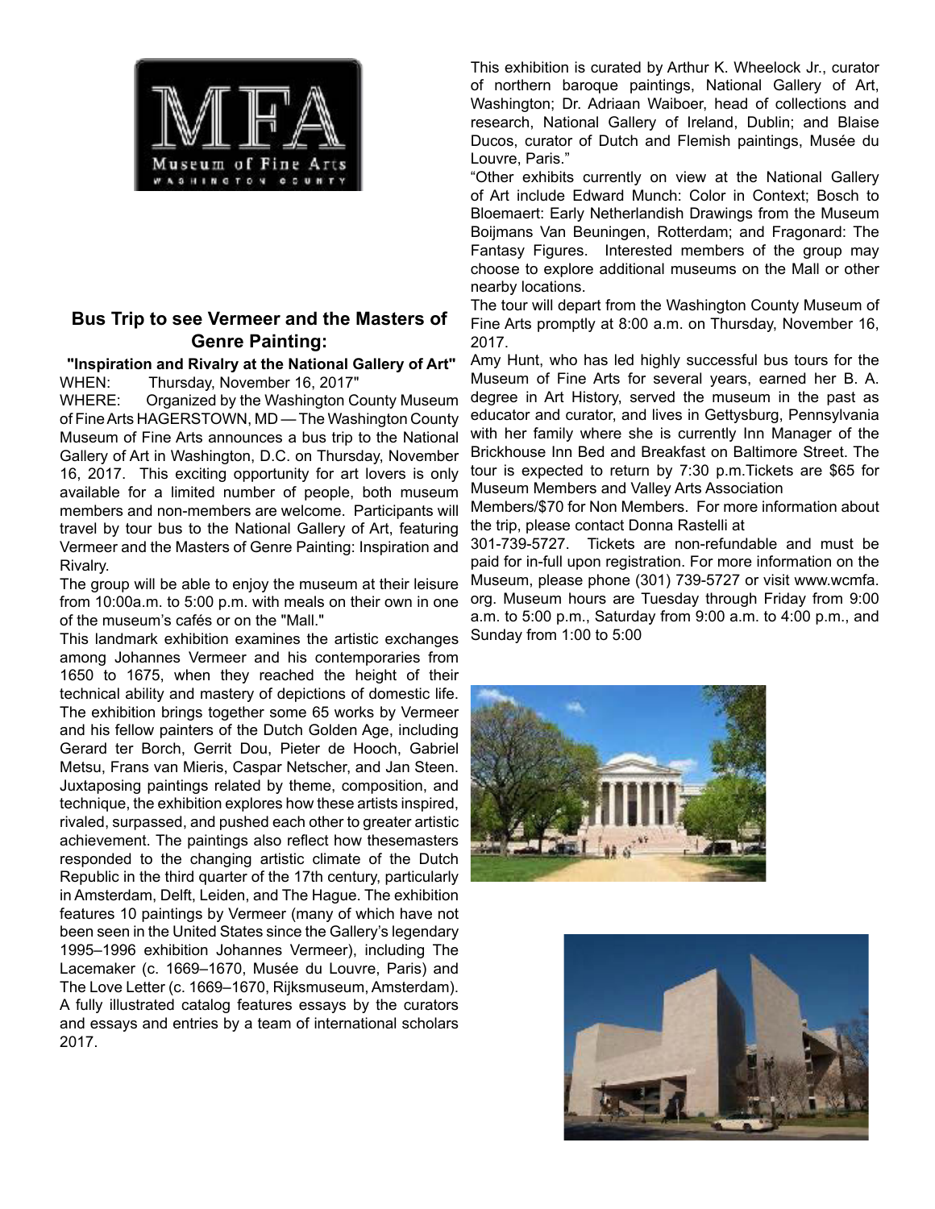MFA
Museum of Fine Arts
WASHINGTON COUNTY

## Bus Trip to see Vermeer and the Masters of Genre Painting:

**"Inspiration and Rivalry at the National Gallery of Art"**

WHEN: Thursday, November 16, 2017"

WHERE: Organized by the Washington County Museum of Fine Arts HAGERSTOWN, MD — The Washington County Museum of Fine Arts announces a bus trip to the National Gallery of Art in Washington, D.C. on Thursday, November 16, 2017. This exciting opportunity for art lovers is only available for a limited number of people, both museum members and non-members are welcome. Participants will travel by tour bus to the National Gallery of Art, featuring Vermeer and the Masters of Genre Painting: Inspiration and Rivalry.

The group will be able to enjoy the museum at their leisure from 10:00a.m. to 5:00 p.m. with meals on their own in one of the museum's cafés or on the "Mall."

This landmark exhibition examines the artistic exchanges among Johannes Vermeer and his contemporaries from 1650 to 1675, when they reached the height of their technical ability and mastery of depictions of domestic life. The exhibition brings together some 65 works by Vermeer and his fellow painters of the Dutch Golden Age, including Gerard ter Borch, Gerrit Dou, Pieter de Hooch, Gabriel Metsu, Frans van Mieris, Caspar Netscher, and Jan Steen. Juxtaposing paintings related by theme, composition, and technique, the exhibition explores how these artists inspired, rivaled, surpassed, and pushed each other to greater artistic achievement. The paintings also reflect how thesemasters responded to the changing artistic climate of the Dutch Republic in the third quarter of the 17th century, particularly in Amsterdam, Delft, Leiden, and The Hague. The exhibition features 10 paintings by Vermeer (many of which have not been seen in the United States since the Gallery's legendary 1995–1996 exhibition Johannes Vermeer), including The Lacemaker (c. 1669–1670, Musée du Louvre, Paris) and The Love Letter (c. 1669–1670, Rijksmuseum, Amsterdam). A fully illustrated catalog features essays by the curators and essays and entries by a team of international scholars 2017.

This exhibition is curated by Arthur K. Wheelock Jr., curator of northern baroque paintings, National Gallery of Art, Washington; Dr. Adriaan Waiboer, head of collections and research, National Gallery of Ireland, Dublin; and Blaise Ducos, curator of Dutch and Flemish paintings, Musée du Louvre, Paris."

"Other exhibits currently on view at the National Gallery of Art include Edward Munch: Color in Context; Bosch to Bloemaert: Early Netherlandish Drawings from the Museum Boijmans Van Beuningen, Rotterdam; and Fragonard: The Fantasy Figures. Interested members of the group may choose to explore additional museums on the Mall or other nearby locations.

The tour will depart from the Washington County Museum of Fine Arts promptly at 8:00 a.m. on Thursday, November 16, 2017.

Amy Hunt, who has led highly successful bus tours for the Museum of Fine Arts for several years, earned her B. A. degree in Art History, served the museum in the past as educator and curator, and lives in Gettysburg, Pennsylvania with her family where she is currently Inn Manager of the Brickhouse Inn Bed and Breakfast on Baltimore Street. The tour is expected to return by 7:30 p.m.Tickets are $65 for Museum Members and Valley Arts Association Members/$70 for Non Members. For more information about the trip, please contact Donna Rastelli at 301-739-5727. Tickets are non-refundable and must be paid for in-full upon registration. For more information on the Museum, please phone (301) 739-5727 or visit www.wcmfa.org. Museum hours are Tuesday through Friday from 9:00 a.m. to 5:00 p.m., Saturday from 9:00 a.m. to 4:00 p.m., and Sunday from 1:00 to 5:00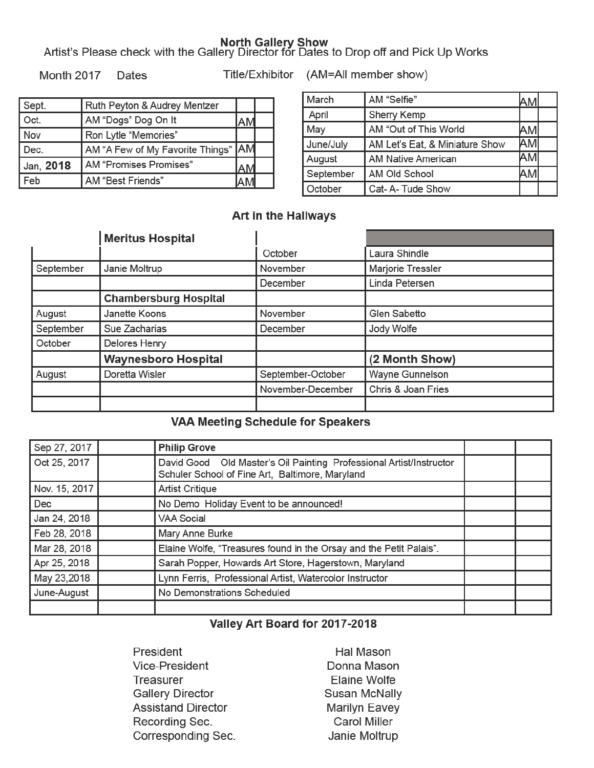## North Gallery Show

Artist's Please check with the Gallery Director for Dates to Drop off and Pick Up Works

Month 2017 Dates Title/Exhibitor (AM=All member show)

| | | | |
|---|---|---|---|
| Sept. | Ruth Peyton & Audrey Mentzer | | |
| Oct. | AM "Dogs" Dog On It | AM | |
| Nov | Ron Lytle "Memories" | | |
| Dec. | AM "A Few of My Favorite Things" | AM | |
| Jan, **2018** | AM "Promises Promises" | AM | |
| Feb | AM "Best Friends" | AM | |

| | | | |
|---|---|---|---|
| March | AM "Selfie" | AM | |
| April | Sherry Kemp | | |
| May | AM "Out of This World | AM | |
| June/July | AM Let's Eat, & Miniature Show | AM | |
| August | AM Native American | AM | |
| September | AM Old School | AM | |
| October | Cat- A- Tude Show | | |

## Art in the Hallways

| | | | |
|---|---|---|---|
| | **Meritus Hospital** | | |
| | | October | Laura Shindle |
| September | Janie Moltrup | November | Marjorie Tressler |
| | | December | Linda Petersen |
| | **Chambersburg Hospital** | | |
| August | Janette Koons | November | Glen Sabetto |
| September | Sue Zacharias | December | Jody Wolfe |
| October | Delores Henry | | |
| | **Waynesboro Hospital** | | **(2 Month Show)** |
| August | Doretta Wisler | September-October | Wayne Gunnelson |
| | | November-December | Chris & Joan Fries |
| | | | |

## VAA Meeting Schedule for Speakers

| | | | | |
|---|---|---|---|---|
| Sep 27, 2017 | | **Philip Grove** | | |
| Oct 25, 2017 | | David Good Old Master's Oil Painting Professional Artist/Instructor Schuler School of Fine Art, Baltimore, Maryland | | |
| Nov. 15, 2017 | | Artist Critique | | |
| Dec | | No Demo Holiday Event to be announced! | | |
| Jan 24, 2018 | | VAA Social | | |
| Feb 28, 2018 | | Mary Anne Burke | | |
| Mar 28, 2018 | | Elaine Wolfe, "Treasures found in the Orsay and the Petit Palais". | | |
| Apr 25, 2018 | | Sarah Popper, Howards Art Store, Hagerstown, Maryland | | |
| May 23,2018 | | Lynn Ferris, Professional Artist, Watercolor Instructor | | |
| June-August | | No Demonstrations Scheduled | | |
| | | | | |

## Valley Art Board for 2017-2018

| | |
|---|---|
| President | Hal Mason |
| Vice-President | Donna Mason |
| Treasurer | Elaine Wolfe |
| Gallery Director | Susan McNally |
| Assistand Director | Marilyn Eavey |
| Recording Sec. | Carol Miller |
| Corresponding Sec. | Janie Moltrup |